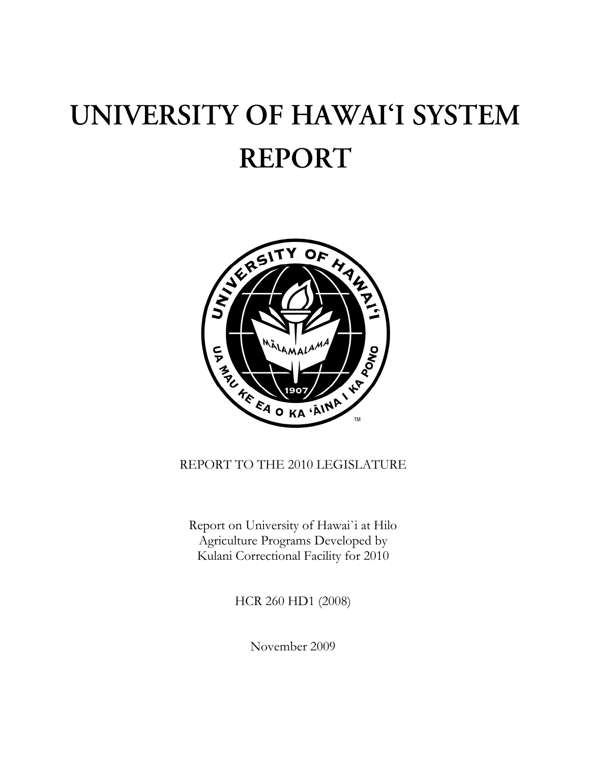# UNIVERSITY OF HAWAI'I SYSTEM REPORT

REPORT TO THE 2010 LEGISLATURE

Report on University of Hawai`i at Hilo Agriculture Programs Developed by Kulani Correctional Facility for 2010

HCR 260 HD1 (2008)

November 2009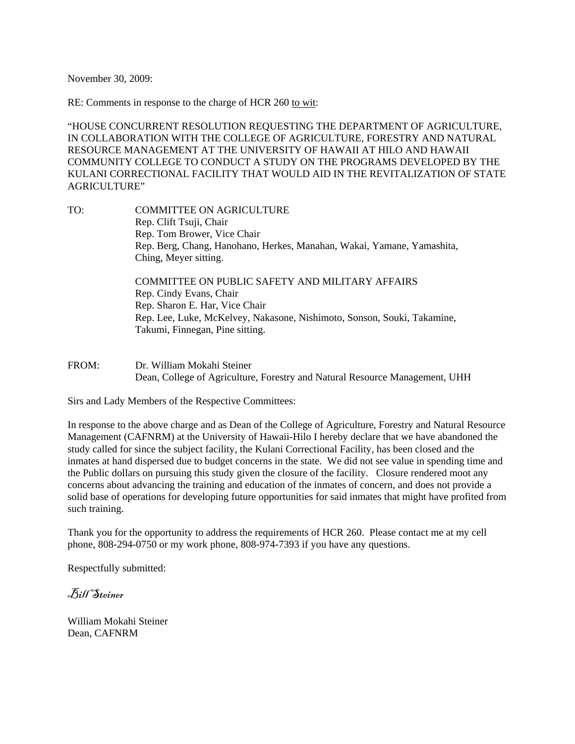November 30, 2009:

RE: Comments in response to the charge of HCR 260 to wit:

"HOUSE CONCURRENT RESOLUTION REQUESTING THE DEPARTMENT OF AGRICULTURE, IN COLLABORATION WITH THE COLLEGE OF AGRICULTURE, FORESTRY AND NATURAL RESOURCE MANAGEMENT AT THE UNIVERSITY OF HAWAII AT HILO AND HAWAII COMMUNITY COLLEGE TO CONDUCT A STUDY ON THE PROGRAMS DEVELOPED BY THE KULANI CORRECTIONAL FACILITY THAT WOULD AID IN THE REVITALIZATION OF STATE AGRICULTURE"

TO: COMMITTEE ON AGRICULTURE
Rep. Clift Tsuji, Chair
Rep. Tom Brower, Vice Chair
Rep. Berg, Chang, Hanohano, Herkes, Manahan, Wakai, Yamane, Yamashita, Ching, Meyer sitting.

COMMITTEE ON PUBLIC SAFETY AND MILITARY AFFAIRS
Rep. Cindy Evans, Chair
Rep. Sharon E. Har, Vice Chair
Rep. Lee, Luke, McKelvey, Nakasone, Nishimoto, Sonson, Souki, Takamine, Takumi, Finnegan, Pine sitting.

FROM: Dr. William Mokahi Steiner
Dean, College of Agriculture, Forestry and Natural Resource Management, UHH

Sirs and Lady Members of the Respective Committees:

In response to the above charge and as Dean of the College of Agriculture, Forestry and Natural Resource Management (CAFNRM) at the University of Hawaii-Hilo I hereby declare that we have abandoned the study called for since the subject facility, the Kulani Correctional Facility, has been closed and the inmates at hand dispersed due to budget concerns in the state. We did not see value in spending time and the Public dollars on pursuing this study given the closure of the facility. Closure rendered moot any concerns about advancing the training and education of the inmates of concern, and does not provide a solid base of operations for developing future opportunities for said inmates that might have profited from such training.

Thank you for the opportunity to address the requirements of HCR 260. Please contact me at my cell phone, 808-294-0750 or my work phone, 808-974-7393 if you have any questions.

Respectfully submitted:

*Bill Steiner*

William Mokahi Steiner
Dean, CAFNRM